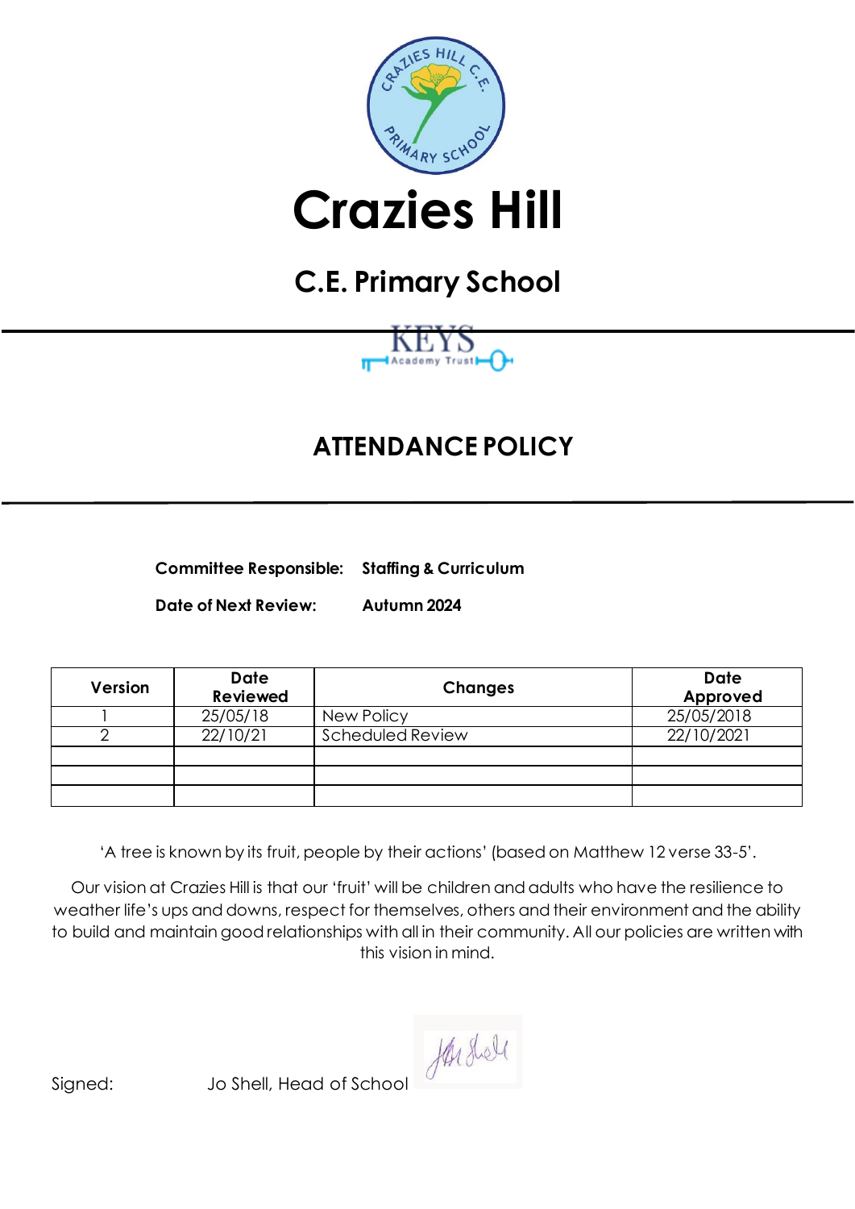# Crazies Hill

## C.E. Primary School

KEYS Academy Trust

## ATTENDANCE POLICY

**Committee Responsible:** **Staffing & Curriculum**

**Date of Next Review:** **Autumn 2024**

| Version | Date Reviewed | Changes | Date Approved |
|---|---|---|---|
| 1 | 25/05/18 | New Policy | 25/05/2018 |
| 2 | 22/10/21 | Scheduled Review | 22/10/2021 |
| | | | |
| | | | |
| | | | |

'A tree is known by its fruit, people by their actions' (based on Matthew 12 verse 33-5'.

Our vision at Crazies Hill is that our 'fruit' will be children and adults who have the resilience to weather life's ups and downs, respect for themselves, others and their environment and the ability to build and maintain good relationships with all in their community. All our policies are written with this vision in mind.

Signed: Jo Shell, Head of School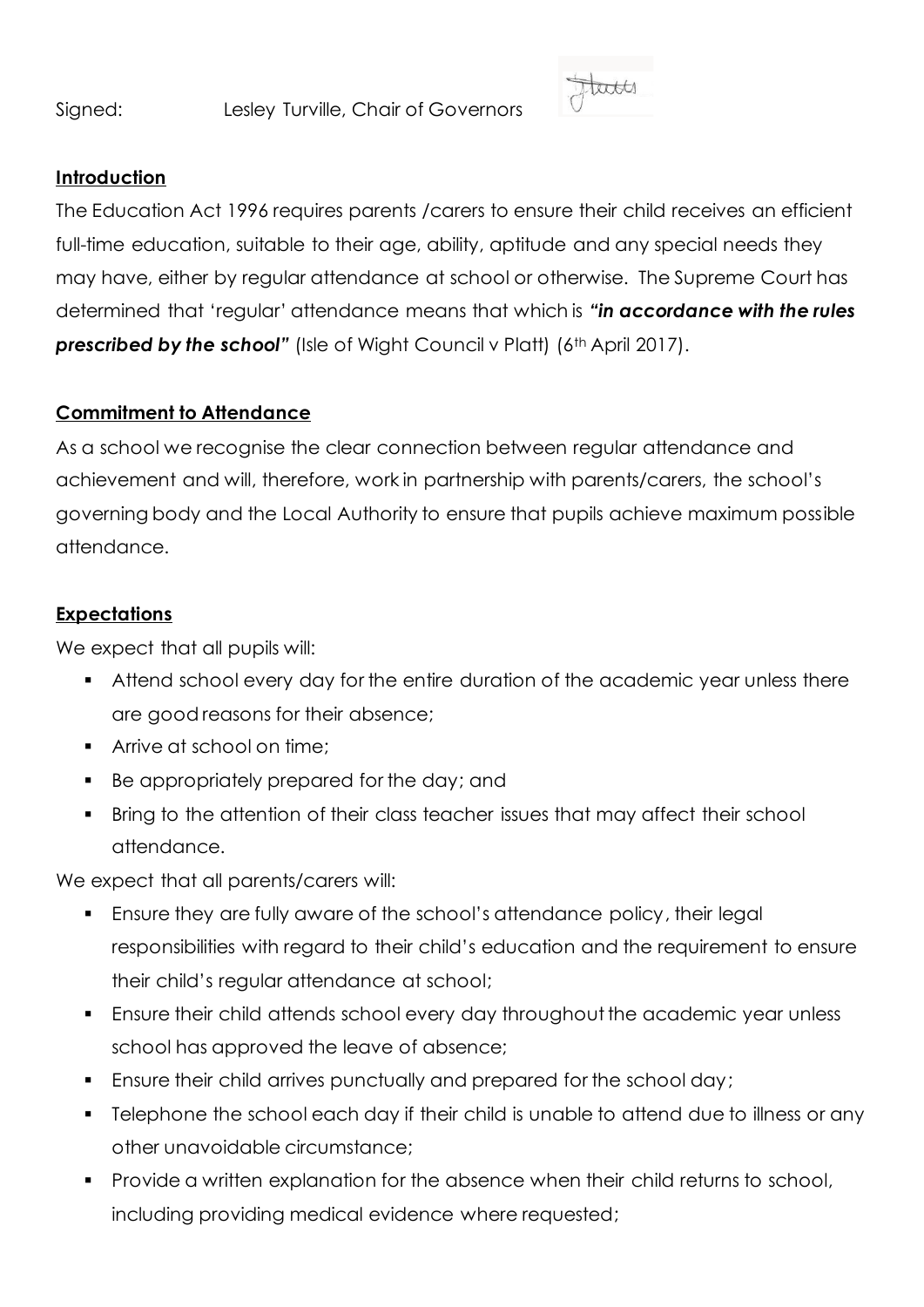Signed: Lesley Turville, Chair of Governors

**Introduction**

The Education Act 1996 requires parents /carers to ensure their child receives an efficient full-time education, suitable to their age, ability, aptitude and any special needs they may have, either by regular attendance at school or otherwise. The Supreme Court has determined that 'regular' attendance means that which is ***"in accordance with the rules prescribed by the school"*** (Isle of Wight Council v Platt) (6th April 2017).

**Commitment to Attendance**

As a school we recognise the clear connection between regular attendance and achievement and will, therefore, work in partnership with parents/carers, the school's governing body and the Local Authority to ensure that pupils achieve maximum possible attendance.

**Expectations**

We expect that all pupils will:

- Attend school every day for the entire duration of the academic year unless there are good reasons for their absence;
- Arrive at school on time;
- Be appropriately prepared for the day; and
- Bring to the attention of their class teacher issues that may affect their school attendance.

We expect that all parents/carers will:

- Ensure they are fully aware of the school's attendance policy, their legal responsibilities with regard to their child's education and the requirement to ensure their child's regular attendance at school;
- Ensure their child attends school every day throughout the academic year unless school has approved the leave of absence;
- Ensure their child arrives punctually and prepared for the school day;
- Telephone the school each day if their child is unable to attend due to illness or any other unavoidable circumstance;
- Provide a written explanation for the absence when their child returns to school, including providing medical evidence where requested;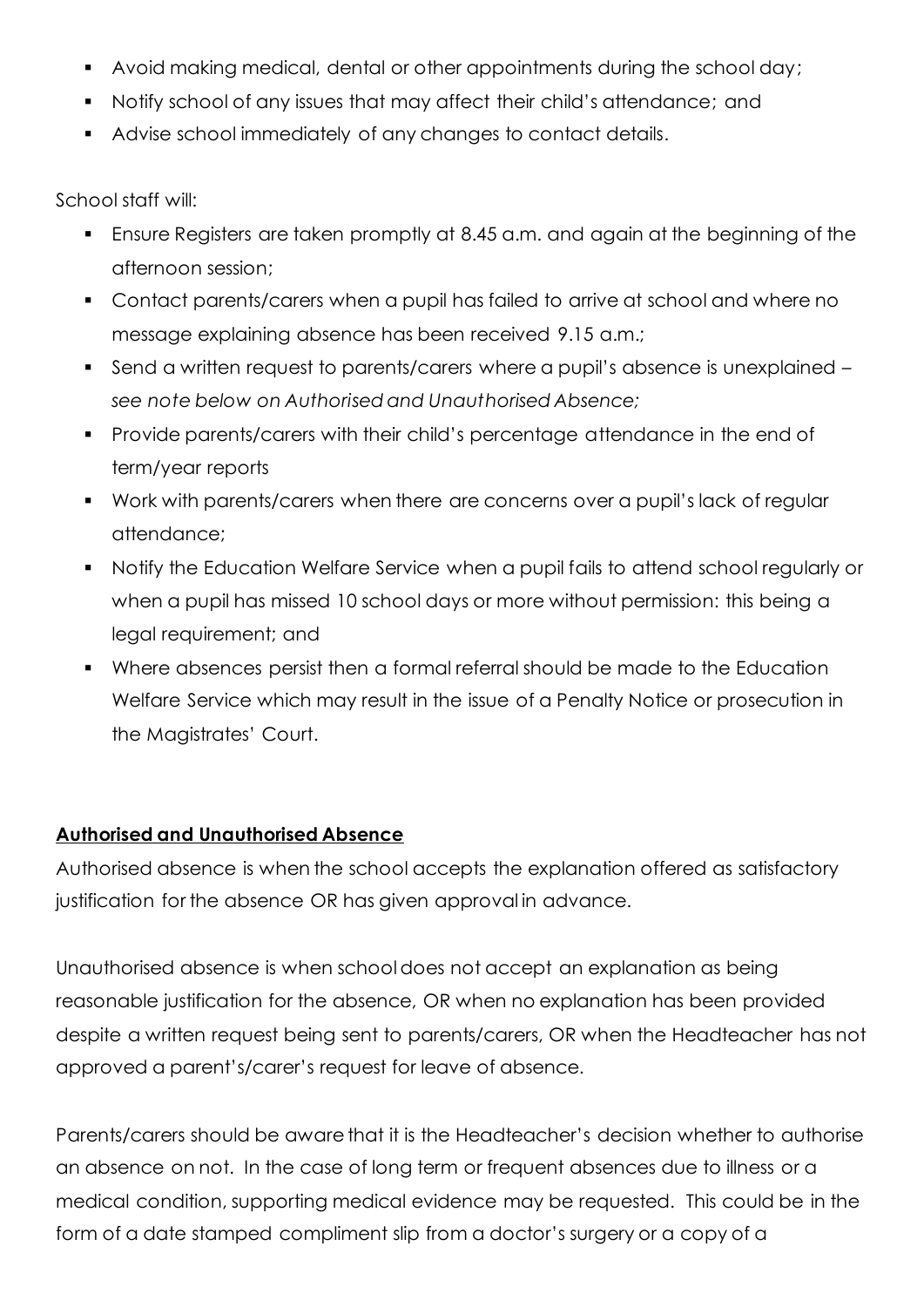- Avoid making medical, dental or other appointments during the school day;
- Notify school of any issues that may affect their child's attendance; and
- Advise school immediately of any changes to contact details.

School staff will:

- Ensure Registers are taken promptly at 8.45 a.m. and again at the beginning of the afternoon session;
- Contact parents/carers when a pupil has failed to arrive at school and where no message explaining absence has been received 9.15 a.m.;
- Send a written request to parents/carers where a pupil's absence is unexplained – *see note below on Authorised and Unauthorised Absence;*
- Provide parents/carers with their child's percentage attendance in the end of term/year reports
- Work with parents/carers when there are concerns over a pupil's lack of regular attendance;
- Notify the Education Welfare Service when a pupil fails to attend school regularly or when a pupil has missed 10 school days or more without permission: this being a legal requirement; and
- Where absences persist then a formal referral should be made to the Education Welfare Service which may result in the issue of a Penalty Notice or prosecution in the Magistrates' Court.

**Authorised and Unauthorised Absence**

Authorised absence is when the school accepts the explanation offered as satisfactory justification for the absence OR has given approval in advance.

Unauthorised absence is when school does not accept an explanation as being reasonable justification for the absence, OR when no explanation has been provided despite a written request being sent to parents/carers, OR when the Headteacher has not approved a parent's/carer's request for leave of absence.

Parents/carers should be aware that it is the Headteacher's decision whether to authorise an absence on not. In the case of long term or frequent absences due to illness or a medical condition, supporting medical evidence may be requested. This could be in the form of a date stamped compliment slip from a doctor's surgery or a copy of a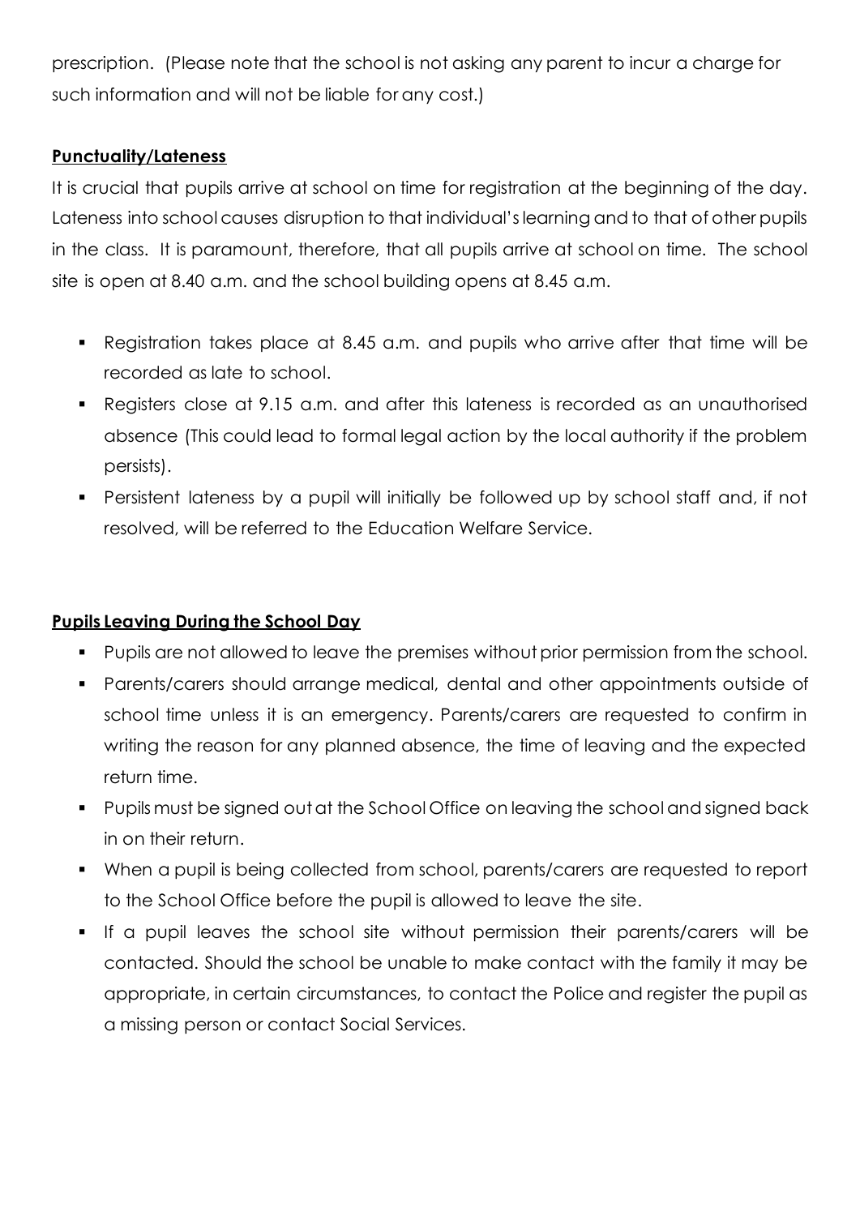prescription. (Please note that the school is not asking any parent to incur a charge for such information and will not be liable for any cost.)

**Punctuality/Lateness**

It is crucial that pupils arrive at school on time for registration at the beginning of the day. Lateness into school causes disruption to that individual's learning and to that of other pupils in the class. It is paramount, therefore, that all pupils arrive at school on time. The school site is open at 8.40 a.m. and the school building opens at 8.45 a.m.

- Registration takes place at 8.45 a.m. and pupils who arrive after that time will be recorded as late to school.
- Registers close at 9.15 a.m. and after this lateness is recorded as an unauthorised absence (This could lead to formal legal action by the local authority if the problem persists).
- Persistent lateness by a pupil will initially be followed up by school staff and, if not resolved, will be referred to the Education Welfare Service.

**Pupils Leaving During the School Day**

- Pupils are not allowed to leave the premises without prior permission from the school.
- Parents/carers should arrange medical, dental and other appointments outside of school time unless it is an emergency. Parents/carers are requested to confirm in writing the reason for any planned absence, the time of leaving and the expected return time.
- Pupils must be signed out at the School Office on leaving the school and signed back in on their return.
- When a pupil is being collected from school, parents/carers are requested to report to the School Office before the pupil is allowed to leave the site.
- If a pupil leaves the school site without permission their parents/carers will be contacted. Should the school be unable to make contact with the family it may be appropriate, in certain circumstances, to contact the Police and register the pupil as a missing person or contact Social Services.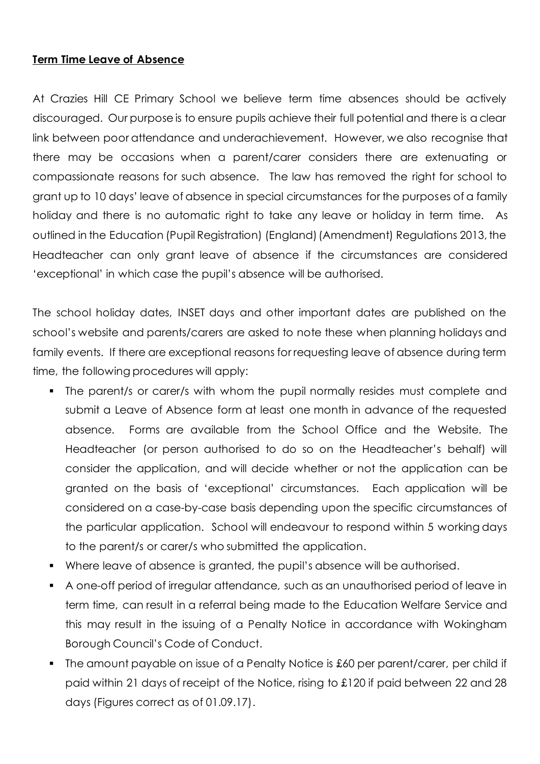**Term Time Leave of Absence**

At Crazies Hill CE Primary School we believe term time absences should be actively discouraged. Our purpose is to ensure pupils achieve their full potential and there is a clear link between poor attendance and underachievement. However, we also recognise that there may be occasions when a parent/carer considers there are extenuating or compassionate reasons for such absence. The law has removed the right for school to grant up to 10 days' leave of absence in special circumstances for the purposes of a family holiday and there is no automatic right to take any leave or holiday in term time. As outlined in the Education (Pupil Registration) (England) (Amendment) Regulations 2013, the Headteacher can only grant leave of absence if the circumstances are considered 'exceptional' in which case the pupil's absence will be authorised.

The school holiday dates, INSET days and other important dates are published on the school's website and parents/carers are asked to note these when planning holidays and family events. If there are exceptional reasons for requesting leave of absence during term time, the following procedures will apply:

- The parent/s or carer/s with whom the pupil normally resides must complete and submit a Leave of Absence form at least one month in advance of the requested absence. Forms are available from the School Office and the Website. The Headteacher (or person authorised to do so on the Headteacher's behalf) will consider the application, and will decide whether or not the application can be granted on the basis of 'exceptional' circumstances. Each application will be considered on a case-by-case basis depending upon the specific circumstances of the particular application. School will endeavour to respond within 5 working days to the parent/s or carer/s who submitted the application.
- Where leave of absence is granted, the pupil's absence will be authorised.
- A one-off period of irregular attendance, such as an unauthorised period of leave in term time, can result in a referral being made to the Education Welfare Service and this may result in the issuing of a Penalty Notice in accordance with Wokingham Borough Council's Code of Conduct.
- The amount payable on issue of a Penalty Notice is £60 per parent/carer, per child if paid within 21 days of receipt of the Notice, rising to £120 if paid between 22 and 28 days (Figures correct as of 01.09.17).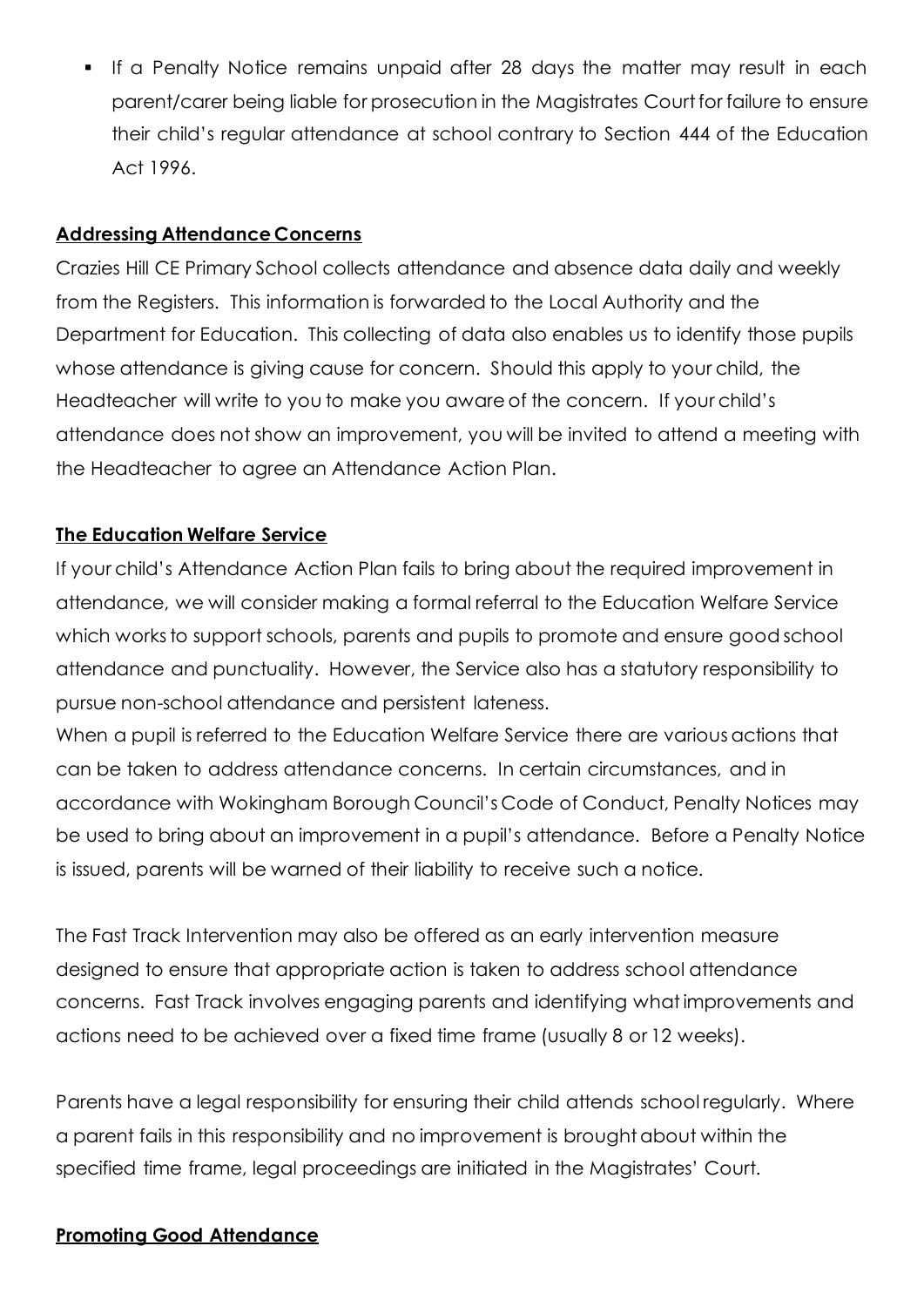- If a Penalty Notice remains unpaid after 28 days the matter may result in each parent/carer being liable for prosecution in the Magistrates Court for failure to ensure their child's regular attendance at school contrary to Section 444 of the Education Act 1996.

**Addressing Attendance Concerns**

Crazies Hill CE Primary School collects attendance and absence data daily and weekly from the Registers. This information is forwarded to the Local Authority and the Department for Education. This collecting of data also enables us to identify those pupils whose attendance is giving cause for concern. Should this apply to your child, the Headteacher will write to you to make you aware of the concern. If your child's attendance does not show an improvement, you will be invited to attend a meeting with the Headteacher to agree an Attendance Action Plan.

**The Education Welfare Service**

If your child's Attendance Action Plan fails to bring about the required improvement in attendance, we will consider making a formal referral to the Education Welfare Service which works to support schools, parents and pupils to promote and ensure good school attendance and punctuality. However, the Service also has a statutory responsibility to pursue non-school attendance and persistent lateness.

When a pupil is referred to the Education Welfare Service there are various actions that can be taken to address attendance concerns. In certain circumstances, and in accordance with Wokingham Borough Council's Code of Conduct, Penalty Notices may be used to bring about an improvement in a pupil's attendance. Before a Penalty Notice is issued, parents will be warned of their liability to receive such a notice.

The Fast Track Intervention may also be offered as an early intervention measure designed to ensure that appropriate action is taken to address school attendance concerns. Fast Track involves engaging parents and identifying what improvements and actions need to be achieved over a fixed time frame (usually 8 or 12 weeks).

Parents have a legal responsibility for ensuring their child attends school regularly. Where a parent fails in this responsibility and no improvement is brought about within the specified time frame, legal proceedings are initiated in the Magistrates' Court.

**Promoting Good Attendance**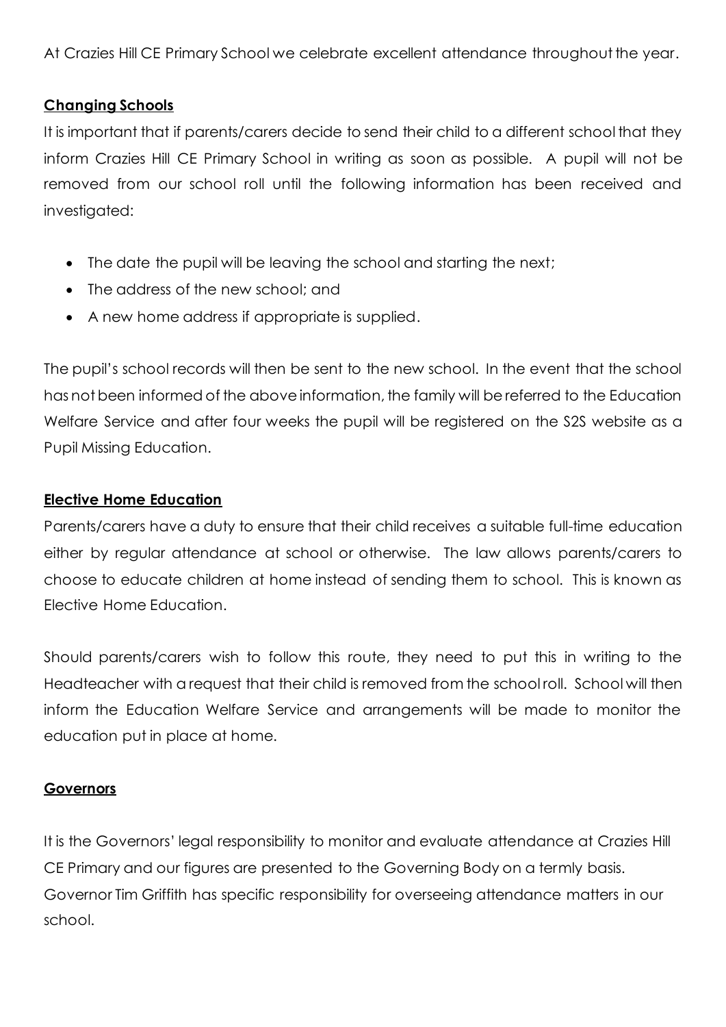At Crazies Hill CE Primary School we celebrate excellent attendance throughout the year.

## **Changing Schools**

It is important that if parents/carers decide to send their child to a different school that they inform Crazies Hill CE Primary School in writing as soon as possible. A pupil will not be removed from our school roll until the following information has been received and investigated:

- The date the pupil will be leaving the school and starting the next;
- The address of the new school; and
- A new home address if appropriate is supplied.

The pupil's school records will then be sent to the new school. In the event that the school has not been informed of the above information, the family will be referred to the Education Welfare Service and after four weeks the pupil will be registered on the S2S website as a Pupil Missing Education.

## **Elective Home Education**

Parents/carers have a duty to ensure that their child receives a suitable full-time education either by regular attendance at school or otherwise. The law allows parents/carers to choose to educate children at home instead of sending them to school. This is known as Elective Home Education.

Should parents/carers wish to follow this route, they need to put this in writing to the Headteacher with a request that their child is removed from the school roll. School will then inform the Education Welfare Service and arrangements will be made to monitor the education put in place at home.

## **Governors**

It is the Governors' legal responsibility to monitor and evaluate attendance at Crazies Hill CE Primary and our figures are presented to the Governing Body on a termly basis. Governor Tim Griffith has specific responsibility for overseeing attendance matters in our school.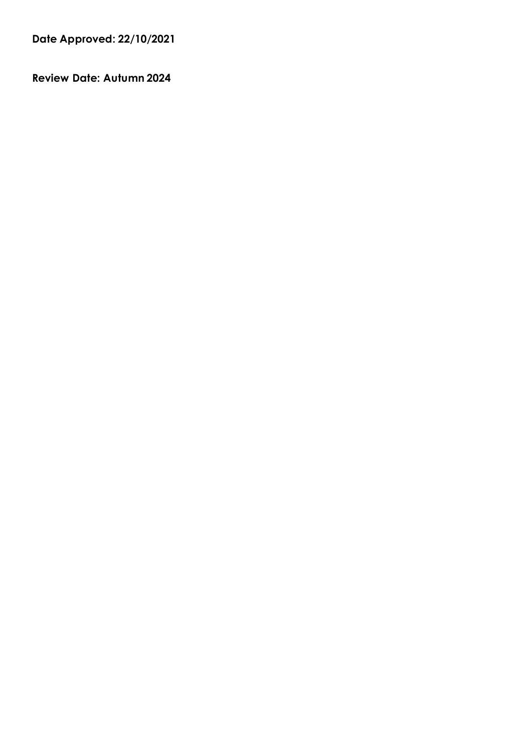**Date Approved: 22/10/2021**

**Review Date: Autumn 2024**